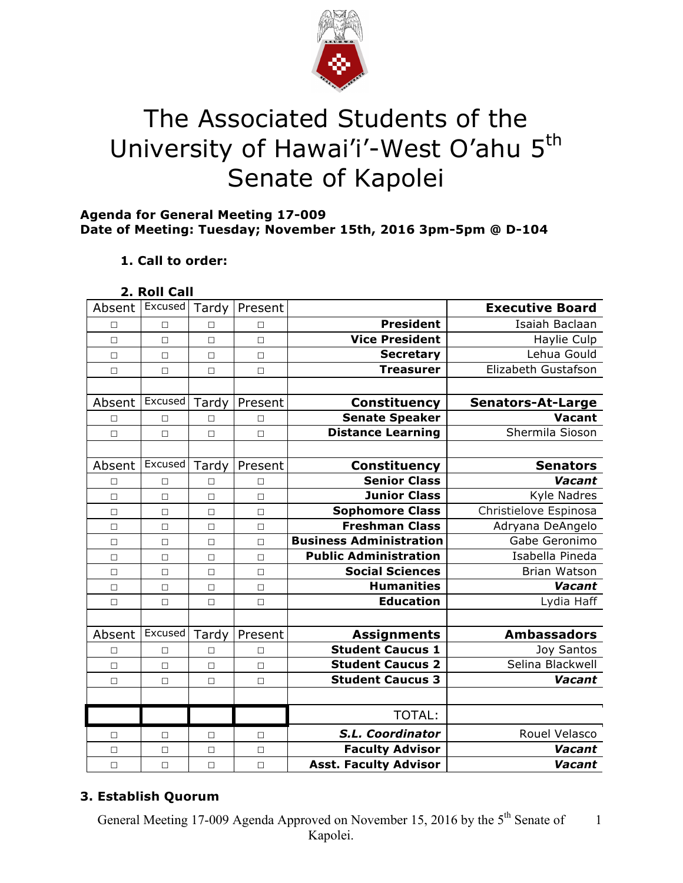# The Associated Students of the University of Hawai'i-West O'ahu 5th Senate of Kapolei

**Agenda for General Meeting 17-009**
**Date of Meeting: Tuesday; November 15th, 2016 3pm-5pm @ D-104**

1. **Call to order:**

2. **Roll Call**

| Absent | Excused | Tardy | Present | | **Executive Board** |
|---|---|---|---|---|---|
| □ | □ | □ | □ | **President** | Isaiah Baclaan |
| □ | □ | □ | □ | **Vice President** | Haylie Culp |
| □ | □ | □ | □ | **Secretary** | Lehua Gould |
| □ | □ | □ | □ | **Treasurer** | Elizabeth Gustafson |
| | | | | | |
| Absent | Excused | Tardy | Present | **Constituency** | **Senators-At-Large** |
| □ | □ | □ | □ | **Senate Speaker** | **Vacant** |
| □ | □ | □ | □ | **Distance Learning** | Shermila Sioson |
| | | | | | |
| Absent | Excused | Tardy | Present | **Constituency** | **Senators** |
| □ | □ | □ | □ | **Senior Class** | ***Vacant*** |
| □ | □ | □ | □ | **Junior Class** | Kyle Nadres |
| □ | □ | □ | □ | **Sophomore Class** | Christielove Espinosa |
| □ | □ | □ | □ | **Freshman Class** | Adryana DeAngelo |
| □ | □ | □ | □ | **Business Administration** | Gabe Geronimo |
| □ | □ | □ | □ | **Public Administration** | Isabella Pineda |
| □ | □ | □ | □ | **Social Sciences** | Brian Watson |
| □ | □ | □ | □ | **Humanities** | ***Vacant*** |
| □ | □ | □ | □ | **Education** | Lydia Haff |
| | | | | | |
| Absent | Excused | Tardy | Present | **Assignments** | **Ambassadors** |
| □ | □ | □ | □ | **Student Caucus 1** | Joy Santos |
| □ | □ | □ | □ | **Student Caucus 2** | Selina Blackwell |
| □ | □ | □ | □ | **Student Caucus 3** | ***Vacant*** |
| | | | | | |
| | | | | TOTAL: | |
| □ | □ | □ | □ | ***S.L. Coordinator*** | Rouel Velasco |
| □ | □ | □ | □ | **Faculty Advisor** | ***Vacant*** |
| □ | □ | □ | □ | **Asst. Faculty Advisor** | ***Vacant*** |

3. **Establish Quorum**

General Meeting 17-009 Agenda Approved on November 15, 2016 by the 5th Senate of Kapolei.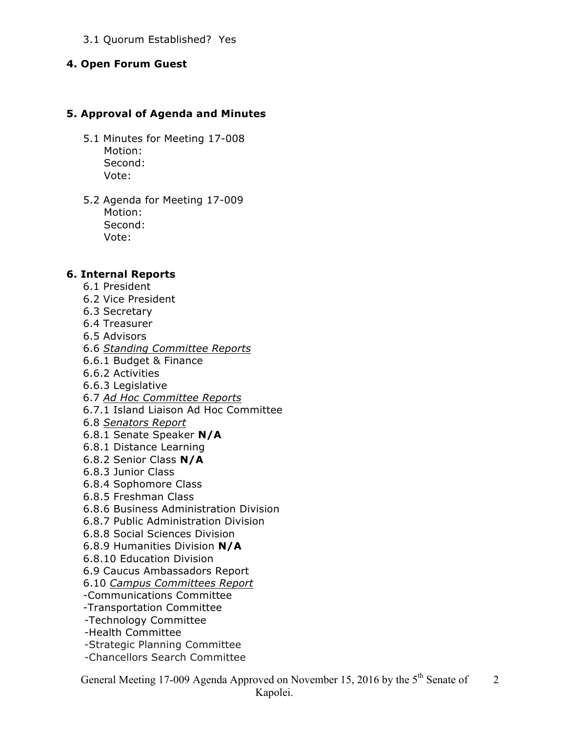3.1 Quorum Established? Yes

**4. Open Forum Guest**

**5. Approval of Agenda and Minutes**

5.1 Minutes for Meeting 17-008
Motion:
Second:
Vote:

5.2 Agenda for Meeting 17-009
Motion:
Second:
Vote:

**6. Internal Reports**

6.1 President
6.2 Vice President
6.3 Secretary
6.4 Treasurer
6.5 Advisors
6.6 *Standing Committee Reports*
6.6.1 Budget & Finance
6.6.2 Activities
6.6.3 Legislative
6.7 *Ad Hoc Committee Reports*
6.7.1 Island Liaison Ad Hoc Committee
6.8 *Senators Report*
6.8.1 Senate Speaker **N/A**
6.8.1 Distance Learning
6.8.2 Senior Class **N/A**
6.8.3 Junior Class
6.8.4 Sophomore Class
6.8.5 Freshman Class
6.8.6 Business Administration Division
6.8.7 Public Administration Division
6.8.8 Social Sciences Division
6.8.9 Humanities Division **N/A**
6.8.10 Education Division
6.9 Caucus Ambassadors Report
6.10 *Campus Committees Report*
-Communications Committee
-Transportation Committee
-Technology Committee
-Health Committee
-Strategic Planning Committee
-Chancellors Search Committee

General Meeting 17-009 Agenda Approved on November 15, 2016 by the 5th Senate of Kapolei.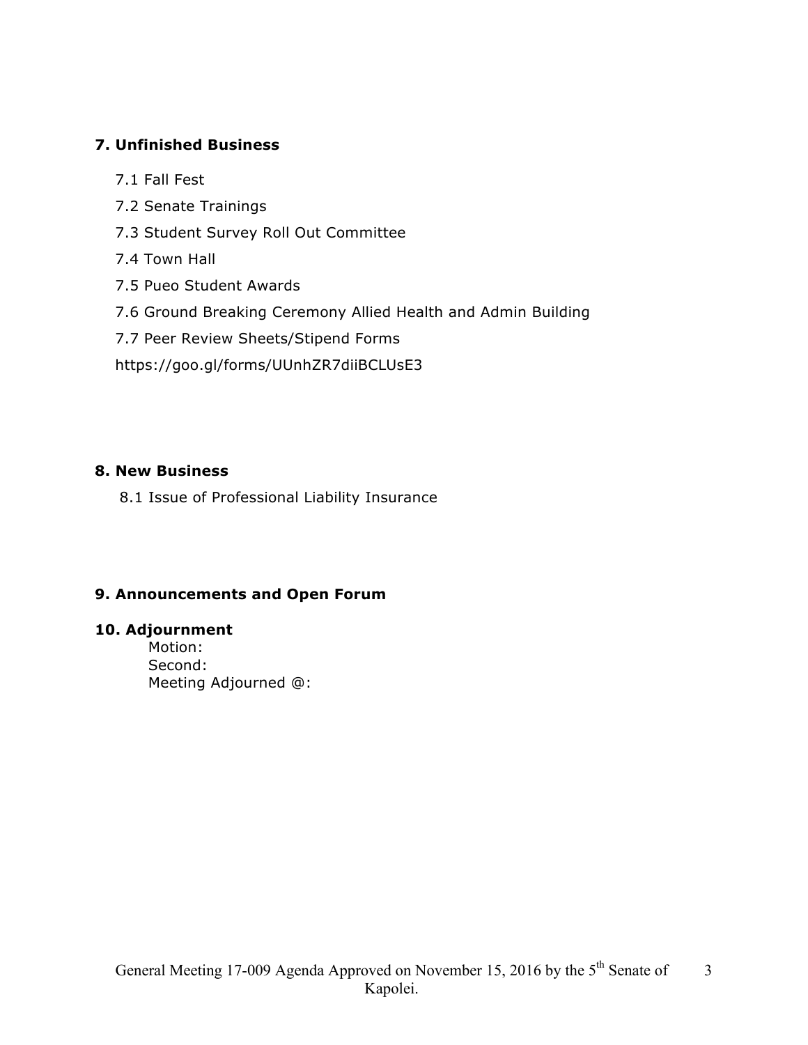## 7. Unfinished Business

7.1 Fall Fest

7.2 Senate Trainings

7.3 Student Survey Roll Out Committee

7.4 Town Hall

7.5 Pueo Student Awards

7.6 Ground Breaking Ceremony Allied Health and Admin Building

7.7 Peer Review Sheets/Stipend Forms

https://goo.gl/forms/UUnhZR7diiBCLUsE3

## 8. New Business

8.1 Issue of Professional Liability Insurance

## 9. Announcements and Open Forum

## 10. Adjournment

Motion:
Second:
Meeting Adjourned @: